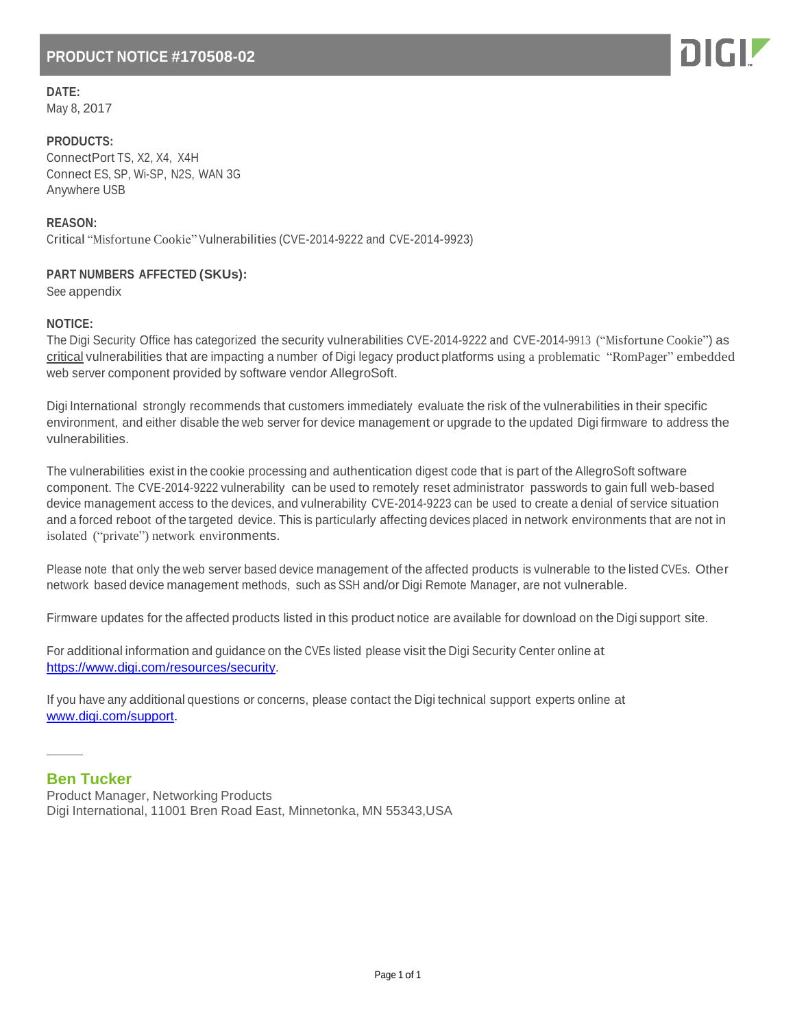# PRODUCT NOTICE #170508-02

**DATE:**
May 8, 2017

**PRODUCTS:**
ConnectPort TS, X2, X4, X4H
Connect ES, SP, Wi-SP, N2S, WAN 3G
Anywhere USB

**REASON:**
Critical "Misfortune Cookie" Vulnerabilities (CVE-2014-9222 and CVE-2014-9923)

**PART NUMBERS AFFECTED (SKUs):**
See appendix

**NOTICE:**
The Digi Security Office has categorized the security vulnerabilities CVE-2014-9222 and CVE-2014-9913 ("Misfortune Cookie") as critical vulnerabilities that are impacting a number of Digi legacy product platforms using a problematic "RomPager" embedded web server component provided by software vendor AllegroSoft.

Digi International strongly recommends that customers immediately evaluate the risk of the vulnerabilities in their specific environment, and either disable the web server for device management or upgrade to the updated Digi firmware to address the vulnerabilities.

The vulnerabilities exist in the cookie processing and authentication digest code that is part of the AllegroSoft software component. The CVE-2014-9222 vulnerability can be used to remotely reset administrator passwords to gain full web-based device management access to the devices, and vulnerability CVE-2014-9223 can be used to create a denial of service situation and a forced reboot of the targeted device. This is particularly affecting devices placed in network environments that are not in isolated ("private") network environments.

Please note that only the web server based device management of the affected products is vulnerable to the listed CVEs. Other network based device management methods, such as SSH and/or Digi Remote Manager, are not vulnerable.

Firmware updates for the affected products listed in this product notice are available for download on the Digi support site.

For additional information and guidance on the CVEs listed please visit the Digi Security Center online at https://www.digi.com/resources/security.

If you have any additional questions or concerns, please contact the Digi technical support experts online at www.digi.com/support.

**Ben Tucker**
Product Manager, Networking Products
Digi International, 11001 Bren Road East, Minnetonka, MN 55343,USA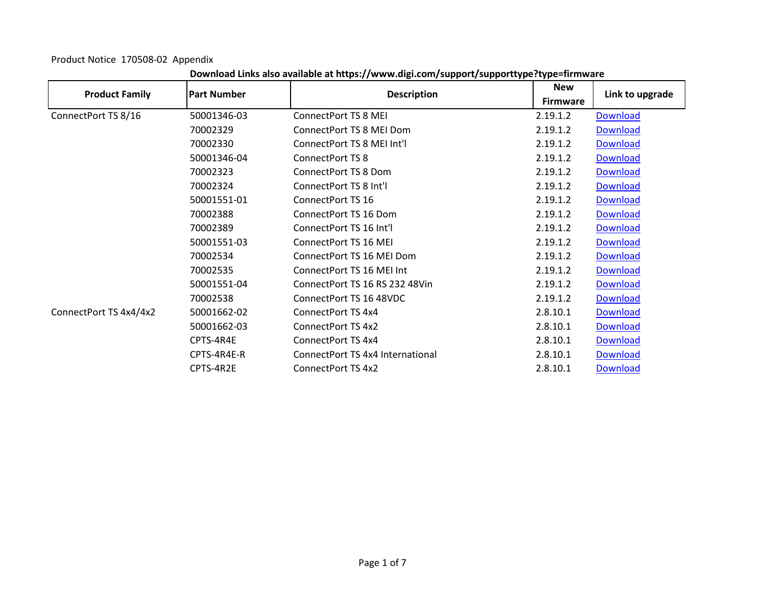Product Notice 170508-02 Appendix

**Download Links also available at https://www.digi.com/support/supporttype?type=firmware**

| Product Family | Part Number | Description | New Firmware | Link to upgrade |
|---|---|---|---|---|
| ConnectPort TS 8/16 | 50001346-03 | ConnectPort TS 8 MEI | 2.19.1.2 | Download |
| | 70002329 | ConnectPort TS 8 MEI Dom | 2.19.1.2 | Download |
| | 70002330 | ConnectPort TS 8 MEI Int'l | 2.19.1.2 | Download |
| | 50001346-04 | ConnectPort TS 8 | 2.19.1.2 | Download |
| | 70002323 | ConnectPort TS 8 Dom | 2.19.1.2 | Download |
| | 70002324 | ConnectPort TS 8 Int'l | 2.19.1.2 | Download |
| | 50001551-01 | ConnectPort TS 16 | 2.19.1.2 | Download |
| | 70002388 | ConnectPort TS 16 Dom | 2.19.1.2 | Download |
| | 70002389 | ConnectPort TS 16 Int'l | 2.19.1.2 | Download |
| | 50001551-03 | ConnectPort TS 16 MEI | 2.19.1.2 | Download |
| | 70002534 | ConnectPort TS 16 MEI Dom | 2.19.1.2 | Download |
| | 70002535 | ConnectPort TS 16 MEI Int | 2.19.1.2 | Download |
| | 50001551-04 | ConnectPort TS 16 RS 232 48Vin | 2.19.1.2 | Download |
| | 70002538 | ConnectPort TS 16 48VDC | 2.19.1.2 | Download |
| ConnectPort TS 4x4/4x2 | 50001662-02 | ConnectPort TS 4x4 | 2.8.10.1 | Download |
| | 50001662-03 | ConnectPort TS 4x2 | 2.8.10.1 | Download |
| | CPTS-4R4E | ConnectPort TS 4x4 | 2.8.10.1 | Download |
| | CPTS-4R4E-R | ConnectPort TS 4x4 International | 2.8.10.1 | Download |
| | CPTS-4R2E | ConnectPort TS 4x2 | 2.8.10.1 | Download |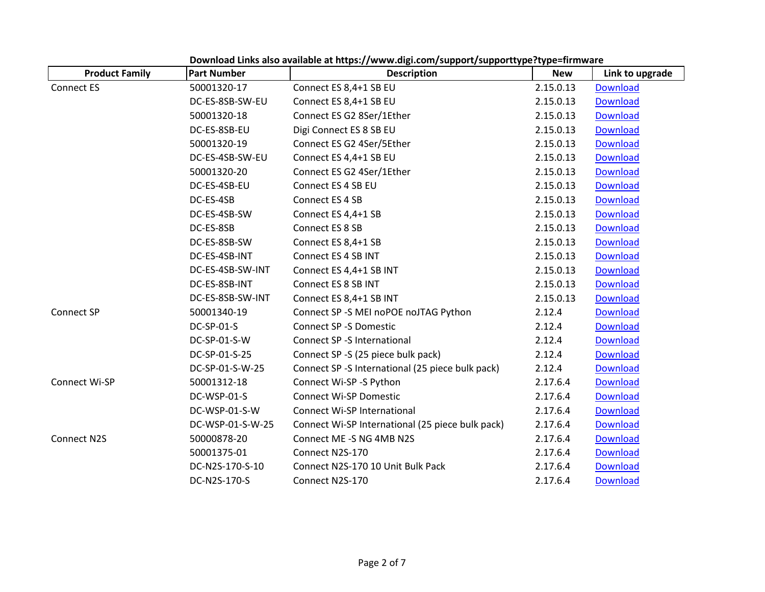**Download Links also available at https://www.digi.com/support/supporttype?type=firmware**

| Product Family | Part Number | Description | New | Link to upgrade |
|---|---|---|---|---|
| Connect ES | 50001320-17 | Connect ES 8,4+1 SB EU | 2.15.0.13 | Download |
| | DC-ES-8SB-SW-EU | Connect ES 8,4+1 SB EU | 2.15.0.13 | Download |
| | 50001320-18 | Connect ES G2 8Ser/1Ether | 2.15.0.13 | Download |
| | DC-ES-8SB-EU | Digi Connect ES 8 SB EU | 2.15.0.13 | Download |
| | 50001320-19 | Connect ES G2 4Ser/5Ether | 2.15.0.13 | Download |
| | DC-ES-4SB-SW-EU | Connect ES 4,4+1 SB EU | 2.15.0.13 | Download |
| | 50001320-20 | Connect ES G2 4Ser/1Ether | 2.15.0.13 | Download |
| | DC-ES-4SB-EU | Connect ES 4 SB EU | 2.15.0.13 | Download |
| | DC-ES-4SB | Connect ES 4 SB | 2.15.0.13 | Download |
| | DC-ES-4SB-SW | Connect ES 4,4+1 SB | 2.15.0.13 | Download |
| | DC-ES-8SB | Connect ES 8 SB | 2.15.0.13 | Download |
| | DC-ES-8SB-SW | Connect ES 8,4+1 SB | 2.15.0.13 | Download |
| | DC-ES-4SB-INT | Connect ES 4 SB INT | 2.15.0.13 | Download |
| | DC-ES-4SB-SW-INT | Connect ES 4,4+1 SB INT | 2.15.0.13 | Download |
| | DC-ES-8SB-INT | Connect ES 8 SB INT | 2.15.0.13 | Download |
| | DC-ES-8SB-SW-INT | Connect ES 8,4+1 SB INT | 2.15.0.13 | Download |
| Connect SP | 50001340-19 | Connect SP -S MEI noPOE noJTAG Python | 2.12.4 | Download |
| | DC-SP-01-S | Connect SP -S Domestic | 2.12.4 | Download |
| | DC-SP-01-S-W | Connect SP -S International | 2.12.4 | Download |
| | DC-SP-01-S-25 | Connect SP -S (25 piece bulk pack) | 2.12.4 | Download |
| | DC-SP-01-S-W-25 | Connect SP -S International (25 piece bulk pack) | 2.12.4 | Download |
| Connect Wi-SP | 50001312-18 | Connect Wi-SP -S Python | 2.17.6.4 | Download |
| | DC-WSP-01-S | Connect Wi-SP Domestic | 2.17.6.4 | Download |
| | DC-WSP-01-S-W | Connect Wi-SP International | 2.17.6.4 | Download |
| | DC-WSP-01-S-W-25 | Connect Wi-SP International (25 piece bulk pack) | 2.17.6.4 | Download |
| Connect N2S | 50000878-20 | Connect ME -S NG 4MB N2S | 2.17.6.4 | Download |
| | 50001375-01 | Connect N2S-170 | 2.17.6.4 | Download |
| | DC-N2S-170-S-10 | Connect N2S-170 10 Unit Bulk Pack | 2.17.6.4 | Download |
| | DC-N2S-170-S | Connect N2S-170 | 2.17.6.4 | Download |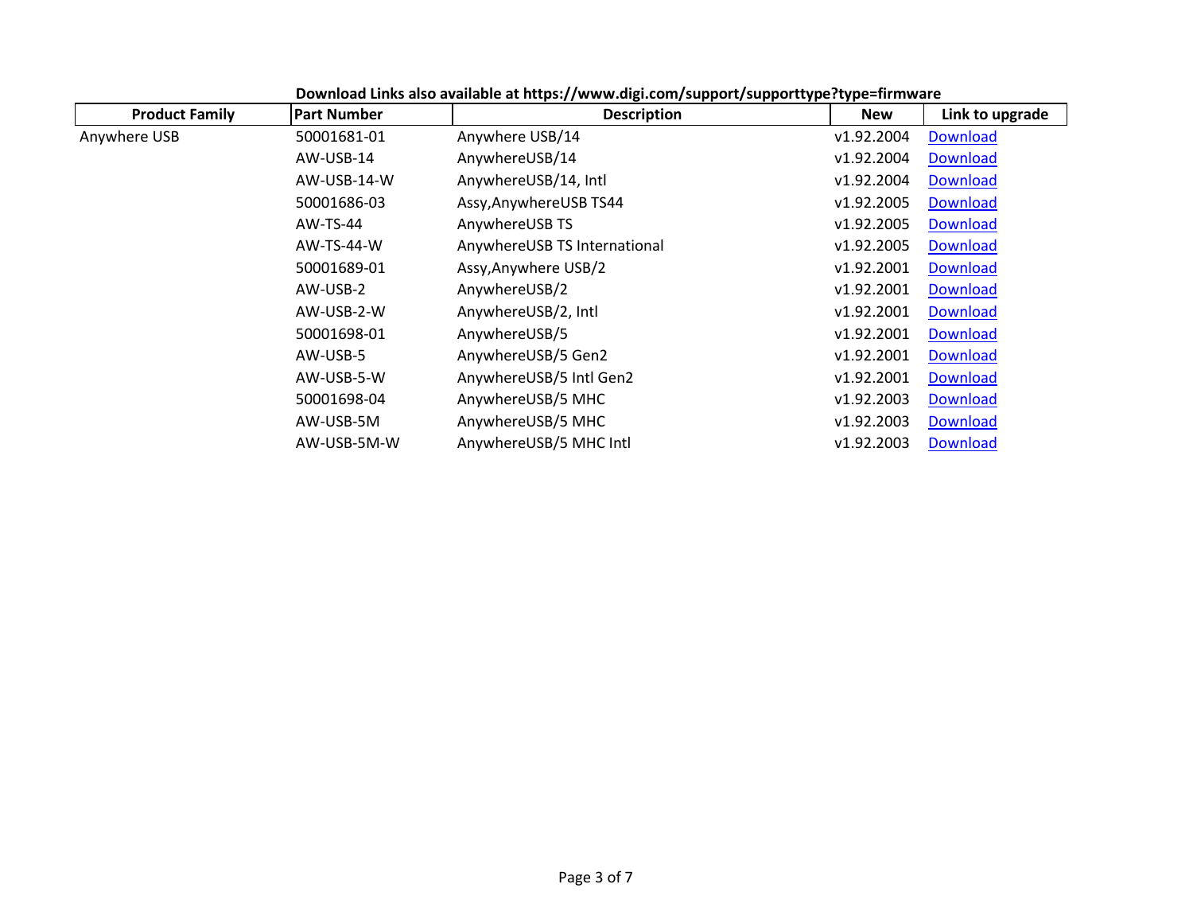**Download Links also available at https://www.digi.com/support/supporttype?type=firmware**

| Product Family | Part Number | Description | New | Link to upgrade |
|---|---|---|---|---|
| Anywhere USB | 50001681-01 | Anywhere USB/14 | v1.92.2004 | Download |
| | AW-USB-14 | AnywhereUSB/14 | v1.92.2004 | Download |
| | AW-USB-14-W | AnywhereUSB/14, Intl | v1.92.2004 | Download |
| | 50001686-03 | Assy,AnywhereUSB TS44 | v1.92.2005 | Download |
| | AW-TS-44 | AnywhereUSB TS | v1.92.2005 | Download |
| | AW-TS-44-W | AnywhereUSB TS International | v1.92.2005 | Download |
| | 50001689-01 | Assy,Anywhere USB/2 | v1.92.2001 | Download |
| | AW-USB-2 | AnywhereUSB/2 | v1.92.2001 | Download |
| | AW-USB-2-W | AnywhereUSB/2, Intl | v1.92.2001 | Download |
| | 50001698-01 | AnywhereUSB/5 | v1.92.2001 | Download |
| | AW-USB-5 | AnywhereUSB/5 Gen2 | v1.92.2001 | Download |
| | AW-USB-5-W | AnywhereUSB/5 Intl Gen2 | v1.92.2001 | Download |
| | 50001698-04 | AnywhereUSB/5 MHC | v1.92.2003 | Download |
| | AW-USB-5M | AnywhereUSB/5 MHC | v1.92.2003 | Download |
| | AW-USB-5M-W | AnywhereUSB/5 MHC Intl | v1.92.2003 | Download |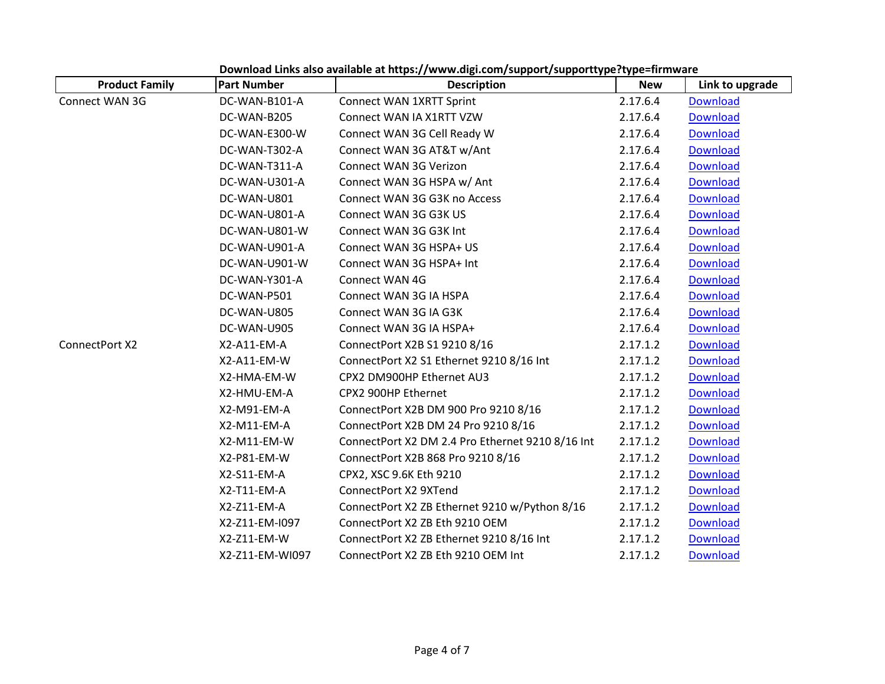**Download Links also available at https://www.digi.com/support/supporttype?type=firmware**

| Product Family | Part Number | Description | New | Link to upgrade |
|---|---|---|---|---|
| Connect WAN 3G | DC-WAN-B101-A | Connect WAN 1XRTT Sprint | 2.17.6.4 | Download |
| | DC-WAN-B205 | Connect WAN IA X1RTT VZW | 2.17.6.4 | Download |
| | DC-WAN-E300-W | Connect WAN 3G Cell Ready W | 2.17.6.4 | Download |
| | DC-WAN-T302-A | Connect WAN 3G AT&T w/Ant | 2.17.6.4 | Download |
| | DC-WAN-T311-A | Connect WAN 3G Verizon | 2.17.6.4 | Download |
| | DC-WAN-U301-A | Connect WAN 3G HSPA w/ Ant | 2.17.6.4 | Download |
| | DC-WAN-U801 | Connect WAN 3G G3K no Access | 2.17.6.4 | Download |
| | DC-WAN-U801-A | Connect WAN 3G G3K US | 2.17.6.4 | Download |
| | DC-WAN-U801-W | Connect WAN 3G G3K Int | 2.17.6.4 | Download |
| | DC-WAN-U901-A | Connect WAN 3G HSPA+ US | 2.17.6.4 | Download |
| | DC-WAN-U901-W | Connect WAN 3G HSPA+ Int | 2.17.6.4 | Download |
| | DC-WAN-Y301-A | Connect WAN 4G | 2.17.6.4 | Download |
| | DC-WAN-P501 | Connect WAN 3G IA HSPA | 2.17.6.4 | Download |
| | DC-WAN-U805 | Connect WAN 3G IA G3K | 2.17.6.4 | Download |
| | DC-WAN-U905 | Connect WAN 3G IA HSPA+ | 2.17.6.4 | Download |
| ConnectPort X2 | X2-A11-EM-A | ConnectPort X2B S1 9210 8/16 | 2.17.1.2 | Download |
| | X2-A11-EM-W | ConnectPort X2 S1 Ethernet 9210 8/16 Int | 2.17.1.2 | Download |
| | X2-HMA-EM-W | CPX2 DM900HP Ethernet AU3 | 2.17.1.2 | Download |
| | X2-HMU-EM-A | CPX2 900HP Ethernet | 2.17.1.2 | Download |
| | X2-M91-EM-A | ConnectPort X2B DM 900 Pro 9210 8/16 | 2.17.1.2 | Download |
| | X2-M11-EM-A | ConnectPort X2B DM 24 Pro 9210 8/16 | 2.17.1.2 | Download |
| | X2-M11-EM-W | ConnectPort X2 DM 2.4 Pro Ethernet 9210 8/16 Int | 2.17.1.2 | Download |
| | X2-P81-EM-W | ConnectPort X2B 868 Pro 9210 8/16 | 2.17.1.2 | Download |
| | X2-S11-EM-A | CPX2, XSC 9.6K Eth 9210 | 2.17.1.2 | Download |
| | X2-T11-EM-A | ConnectPort X2 9XTend | 2.17.1.2 | Download |
| | X2-Z11-EM-A | ConnectPort X2 ZB Ethernet 9210 w/Python 8/16 | 2.17.1.2 | Download |
| | X2-Z11-EM-I097 | ConnectPort X2 ZB Eth 9210 OEM | 2.17.1.2 | Download |
| | X2-Z11-EM-W | ConnectPort X2 ZB Ethernet 9210 8/16 Int | 2.17.1.2 | Download |
| | X2-Z11-EM-WI097 | ConnectPort X2 ZB Eth 9210 OEM Int | 2.17.1.2 | Download |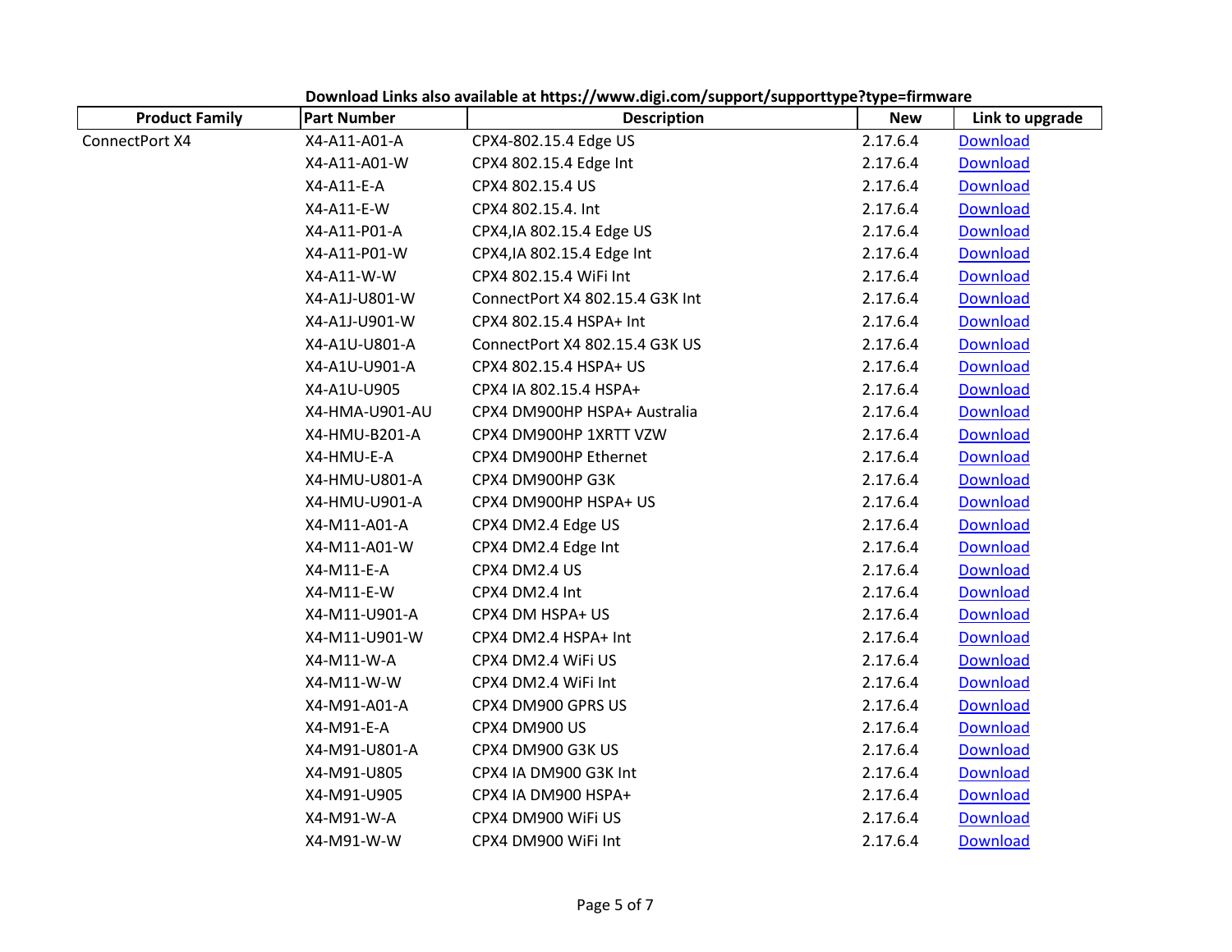**Download Links also available at https://www.digi.com/support/supporttype?type=firmware**

| Product Family | Part Number | Description | New | Link to upgrade |
|---|---|---|---|---|
| ConnectPort X4 | X4-A11-A01-A | CPX4-802.15.4 Edge US | 2.17.6.4 | Download |
| | X4-A11-A01-W | CPX4 802.15.4 Edge Int | 2.17.6.4 | Download |
| | X4-A11-E-A | CPX4 802.15.4 US | 2.17.6.4 | Download |
| | X4-A11-E-W | CPX4 802.15.4. Int | 2.17.6.4 | Download |
| | X4-A11-P01-A | CPX4,IA 802.15.4 Edge US | 2.17.6.4 | Download |
| | X4-A11-P01-W | CPX4,IA 802.15.4 Edge Int | 2.17.6.4 | Download |
| | X4-A11-W-W | CPX4 802.15.4 WiFi Int | 2.17.6.4 | Download |
| | X4-A1J-U801-W | ConnectPort X4 802.15.4 G3K Int | 2.17.6.4 | Download |
| | X4-A1J-U901-W | CPX4 802.15.4 HSPA+ Int | 2.17.6.4 | Download |
| | X4-A1U-U801-A | ConnectPort X4 802.15.4 G3K US | 2.17.6.4 | Download |
| | X4-A1U-U901-A | CPX4 802.15.4 HSPA+ US | 2.17.6.4 | Download |
| | X4-A1U-U905 | CPX4 IA 802.15.4 HSPA+ | 2.17.6.4 | Download |
| | X4-HMA-U901-AU | CPX4 DM900HP HSPA+ Australia | 2.17.6.4 | Download |
| | X4-HMU-B201-A | CPX4 DM900HP 1XRTT VZW | 2.17.6.4 | Download |
| | X4-HMU-E-A | CPX4 DM900HP Ethernet | 2.17.6.4 | Download |
| | X4-HMU-U801-A | CPX4 DM900HP G3K | 2.17.6.4 | Download |
| | X4-HMU-U901-A | CPX4 DM900HP HSPA+ US | 2.17.6.4 | Download |
| | X4-M11-A01-A | CPX4 DM2.4 Edge US | 2.17.6.4 | Download |
| | X4-M11-A01-W | CPX4 DM2.4 Edge Int | 2.17.6.4 | Download |
| | X4-M11-E-A | CPX4 DM2.4 US | 2.17.6.4 | Download |
| | X4-M11-E-W | CPX4 DM2.4 Int | 2.17.6.4 | Download |
| | X4-M11-U901-A | CPX4 DM HSPA+ US | 2.17.6.4 | Download |
| | X4-M11-U901-W | CPX4 DM2.4 HSPA+ Int | 2.17.6.4 | Download |
| | X4-M11-W-A | CPX4 DM2.4 WiFi US | 2.17.6.4 | Download |
| | X4-M11-W-W | CPX4 DM2.4 WiFi Int | 2.17.6.4 | Download |
| | X4-M91-A01-A | CPX4 DM900 GPRS US | 2.17.6.4 | Download |
| | X4-M91-E-A | CPX4 DM900 US | 2.17.6.4 | Download |
| | X4-M91-U801-A | CPX4 DM900 G3K US | 2.17.6.4 | Download |
| | X4-M91-U805 | CPX4 IA DM900 G3K Int | 2.17.6.4 | Download |
| | X4-M91-U905 | CPX4 IA DM900 HSPA+ | 2.17.6.4 | Download |
| | X4-M91-W-A | CPX4 DM900 WiFi US | 2.17.6.4 | Download |
| | X4-M91-W-W | CPX4 DM900 WiFi Int | 2.17.6.4 | Download |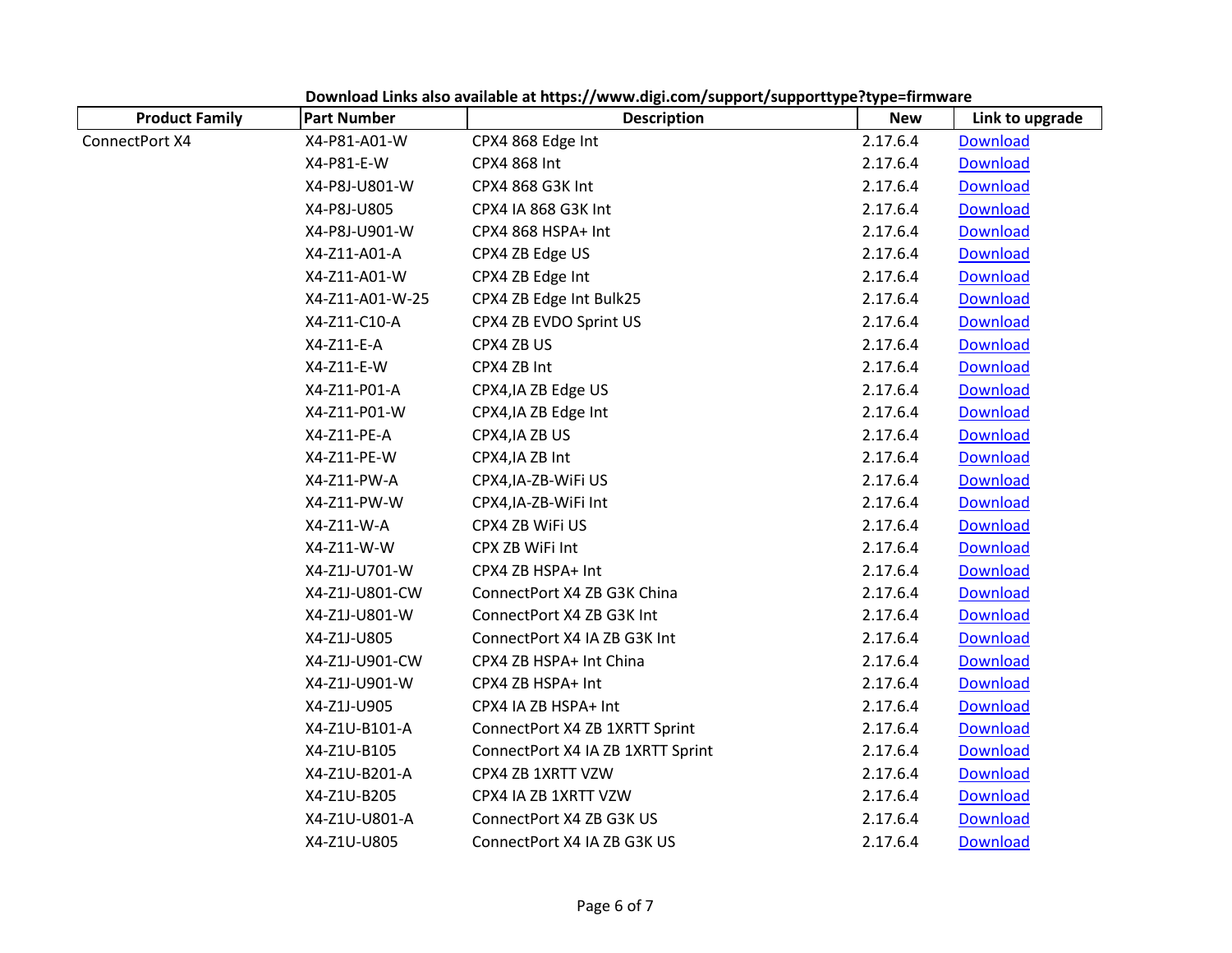Download Links also available at https://www.digi.com/support/supporttype?type=firmware

| Product Family | Part Number | Description | New | Link to upgrade |
|---|---|---|---|---|
| ConnectPort X4 | X4-P81-A01-W | CPX4 868 Edge Int | 2.17.6.4 | Download |
| | X4-P81-E-W | CPX4 868 Int | 2.17.6.4 | Download |
| | X4-P8J-U801-W | CPX4 868 G3K Int | 2.17.6.4 | Download |
| | X4-P8J-U805 | CPX4 IA 868 G3K Int | 2.17.6.4 | Download |
| | X4-P8J-U901-W | CPX4 868 HSPA+ Int | 2.17.6.4 | Download |
| | X4-Z11-A01-A | CPX4 ZB Edge US | 2.17.6.4 | Download |
| | X4-Z11-A01-W | CPX4 ZB Edge Int | 2.17.6.4 | Download |
| | X4-Z11-A01-W-25 | CPX4 ZB Edge Int Bulk25 | 2.17.6.4 | Download |
| | X4-Z11-C10-A | CPX4 ZB EVDO Sprint US | 2.17.6.4 | Download |
| | X4-Z11-E-A | CPX4 ZB US | 2.17.6.4 | Download |
| | X4-Z11-E-W | CPX4 ZB Int | 2.17.6.4 | Download |
| | X4-Z11-P01-A | CPX4,IA ZB Edge US | 2.17.6.4 | Download |
| | X4-Z11-P01-W | CPX4,IA ZB Edge Int | 2.17.6.4 | Download |
| | X4-Z11-PE-A | CPX4,IA ZB US | 2.17.6.4 | Download |
| | X4-Z11-PE-W | CPX4,IA ZB Int | 2.17.6.4 | Download |
| | X4-Z11-PW-A | CPX4,IA-ZB-WiFi US | 2.17.6.4 | Download |
| | X4-Z11-PW-W | CPX4,IA-ZB-WiFi Int | 2.17.6.4 | Download |
| | X4-Z11-W-A | CPX4 ZB WiFi US | 2.17.6.4 | Download |
| | X4-Z11-W-W | CPX ZB WiFi Int | 2.17.6.4 | Download |
| | X4-Z1J-U701-W | CPX4 ZB HSPA+ Int | 2.17.6.4 | Download |
| | X4-Z1J-U801-CW | ConnectPort X4 ZB G3K China | 2.17.6.4 | Download |
| | X4-Z1J-U801-W | ConnectPort X4 ZB G3K Int | 2.17.6.4 | Download |
| | X4-Z1J-U805 | ConnectPort X4 IA ZB G3K Int | 2.17.6.4 | Download |
| | X4-Z1J-U901-CW | CPX4 ZB HSPA+ Int China | 2.17.6.4 | Download |
| | X4-Z1J-U901-W | CPX4 ZB HSPA+ Int | 2.17.6.4 | Download |
| | X4-Z1J-U905 | CPX4 IA ZB HSPA+ Int | 2.17.6.4 | Download |
| | X4-Z1U-B101-A | ConnectPort X4 ZB 1XRTT Sprint | 2.17.6.4 | Download |
| | X4-Z1U-B105 | ConnectPort X4 IA ZB 1XRTT Sprint | 2.17.6.4 | Download |
| | X4-Z1U-B201-A | CPX4 ZB 1XRTT VZW | 2.17.6.4 | Download |
| | X4-Z1U-B205 | CPX4 IA ZB 1XRTT VZW | 2.17.6.4 | Download |
| | X4-Z1U-U801-A | ConnectPort X4 ZB G3K US | 2.17.6.4 | Download |
| | X4-Z1U-U805 | ConnectPort X4 IA ZB G3K US | 2.17.6.4 | Download |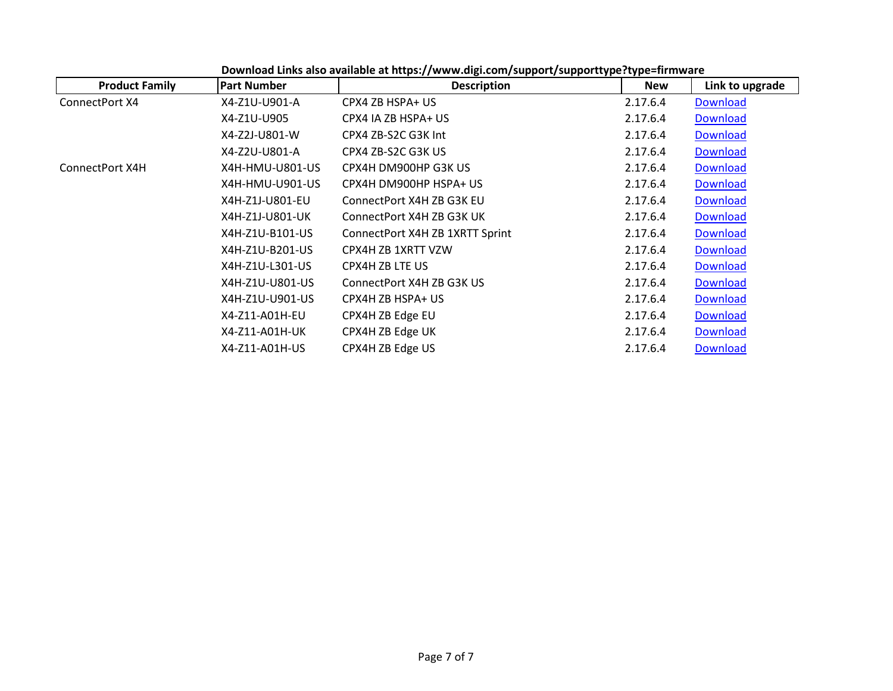**Download Links also available at https://www.digi.com/support/supporttype?type=firmware**

| Product Family | Part Number | Description | New | Link to upgrade |
|---|---|---|---|---|
| ConnectPort X4 | X4-Z1U-U901-A | CPX4 ZB HSPA+ US | 2.17.6.4 | Download |
| | X4-Z1U-U905 | CPX4 IA ZB HSPA+ US | 2.17.6.4 | Download |
| | X4-Z2J-U801-W | CPX4 ZB-S2C G3K Int | 2.17.6.4 | Download |
| | X4-Z2U-U801-A | CPX4 ZB-S2C G3K US | 2.17.6.4 | Download |
| ConnectPort X4H | X4H-HMU-U801-US | CPX4H DM900HP G3K US | 2.17.6.4 | Download |
| | X4H-HMU-U901-US | CPX4H DM900HP HSPA+ US | 2.17.6.4 | Download |
| | X4H-Z1J-U801-EU | ConnectPort X4H ZB G3K EU | 2.17.6.4 | Download |
| | X4H-Z1J-U801-UK | ConnectPort X4H ZB G3K UK | 2.17.6.4 | Download |
| | X4H-Z1U-B101-US | ConnectPort X4H ZB 1XRTT Sprint | 2.17.6.4 | Download |
| | X4H-Z1U-B201-US | CPX4H ZB 1XRTT VZW | 2.17.6.4 | Download |
| | X4H-Z1U-L301-US | CPX4H ZB LTE US | 2.17.6.4 | Download |
| | X4H-Z1U-U801-US | ConnectPort X4H ZB G3K US | 2.17.6.4 | Download |
| | X4H-Z1U-U901-US | CPX4H ZB HSPA+ US | 2.17.6.4 | Download |
| | X4-Z11-A01H-EU | CPX4H ZB Edge EU | 2.17.6.4 | Download |
| | X4-Z11-A01H-UK | CPX4H ZB Edge UK | 2.17.6.4 | Download |
| | X4-Z11-A01H-US | CPX4H ZB Edge US | 2.17.6.4 | Download |